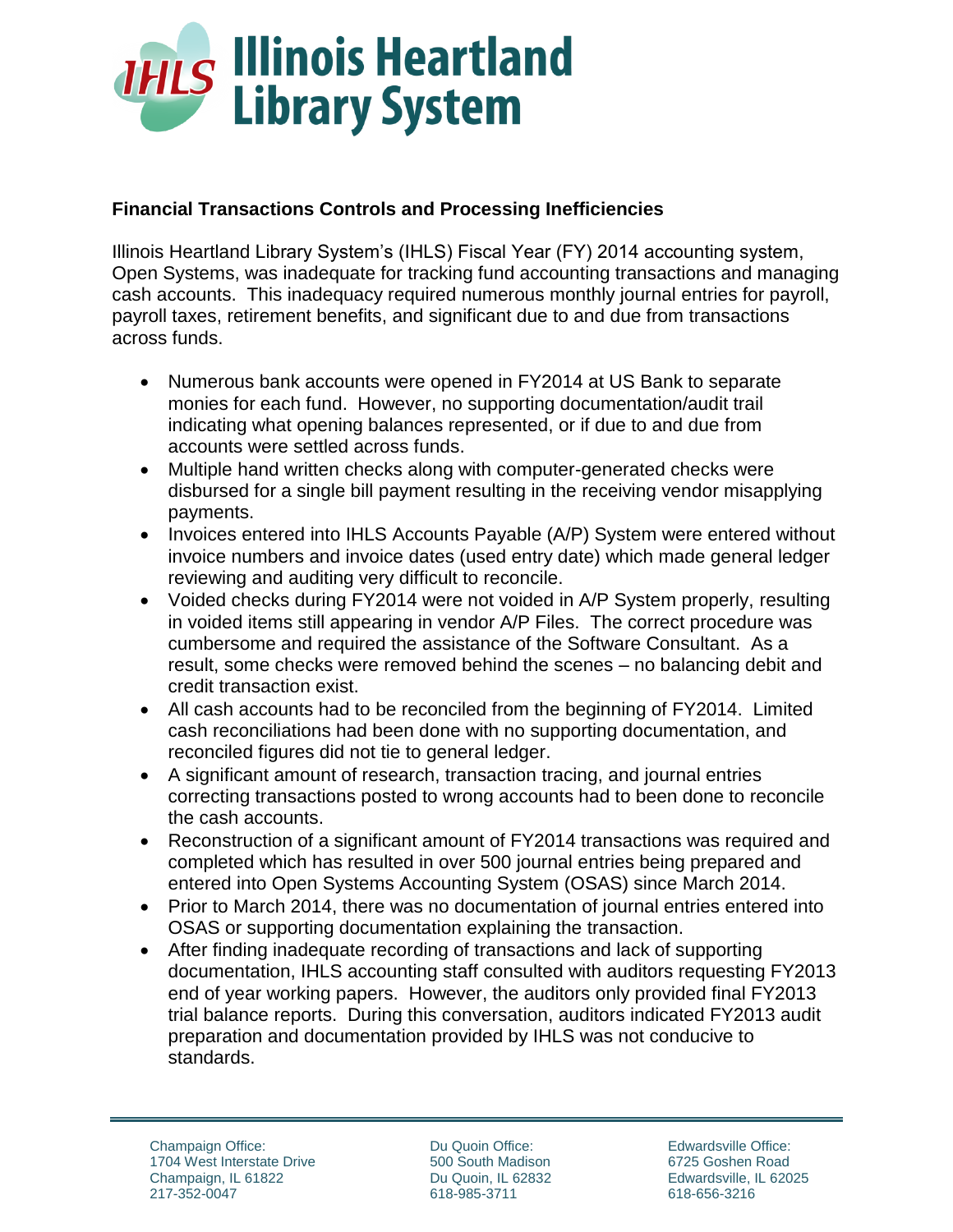# Illinois Heartland Library System

## Financial Transactions Controls and Processing Inefficiencies

Illinois Heartland Library System's (IHLS) Fiscal Year (FY) 2014 accounting system, Open Systems, was inadequate for tracking fund accounting transactions and managing cash accounts. This inadequacy required numerous monthly journal entries for payroll, payroll taxes, retirement benefits, and significant due to and due from transactions across funds.

- Numerous bank accounts were opened in FY2014 at US Bank to separate monies for each fund. However, no supporting documentation/audit trail indicating what opening balances represented, or if due to and due from accounts were settled across funds.
- Multiple hand written checks along with computer-generated checks were disbursed for a single bill payment resulting in the receiving vendor misapplying payments.
- Invoices entered into IHLS Accounts Payable (A/P) System were entered without invoice numbers and invoice dates (used entry date) which made general ledger reviewing and auditing very difficult to reconcile.
- Voided checks during FY2014 were not voided in A/P System properly, resulting in voided items still appearing in vendor A/P Files. The correct procedure was cumbersome and required the assistance of the Software Consultant. As a result, some checks were removed behind the scenes – no balancing debit and credit transaction exist.
- All cash accounts had to be reconciled from the beginning of FY2014. Limited cash reconciliations had been done with no supporting documentation, and reconciled figures did not tie to general ledger.
- A significant amount of research, transaction tracing, and journal entries correcting transactions posted to wrong accounts had to been done to reconcile the cash accounts.
- Reconstruction of a significant amount of FY2014 transactions was required and completed which has resulted in over 500 journal entries being prepared and entered into Open Systems Accounting System (OSAS) since March 2014.
- Prior to March 2014, there was no documentation of journal entries entered into OSAS or supporting documentation explaining the transaction.
- After finding inadequate recording of transactions and lack of supporting documentation, IHLS accounting staff consulted with auditors requesting FY2013 end of year working papers. However, the auditors only provided final FY2013 trial balance reports. During this conversation, auditors indicated FY2013 audit preparation and documentation provided by IHLS was not conducive to standards.

Champaign Office:
1704 West Interstate Drive
Champaign, IL 61822
217-352-0047

Du Quoin Office:
500 South Madison
Du Quoin, IL 62832
618-985-3711

Edwardsville Office:
6725 Goshen Road
Edwardsville, IL 62025
618-656-3216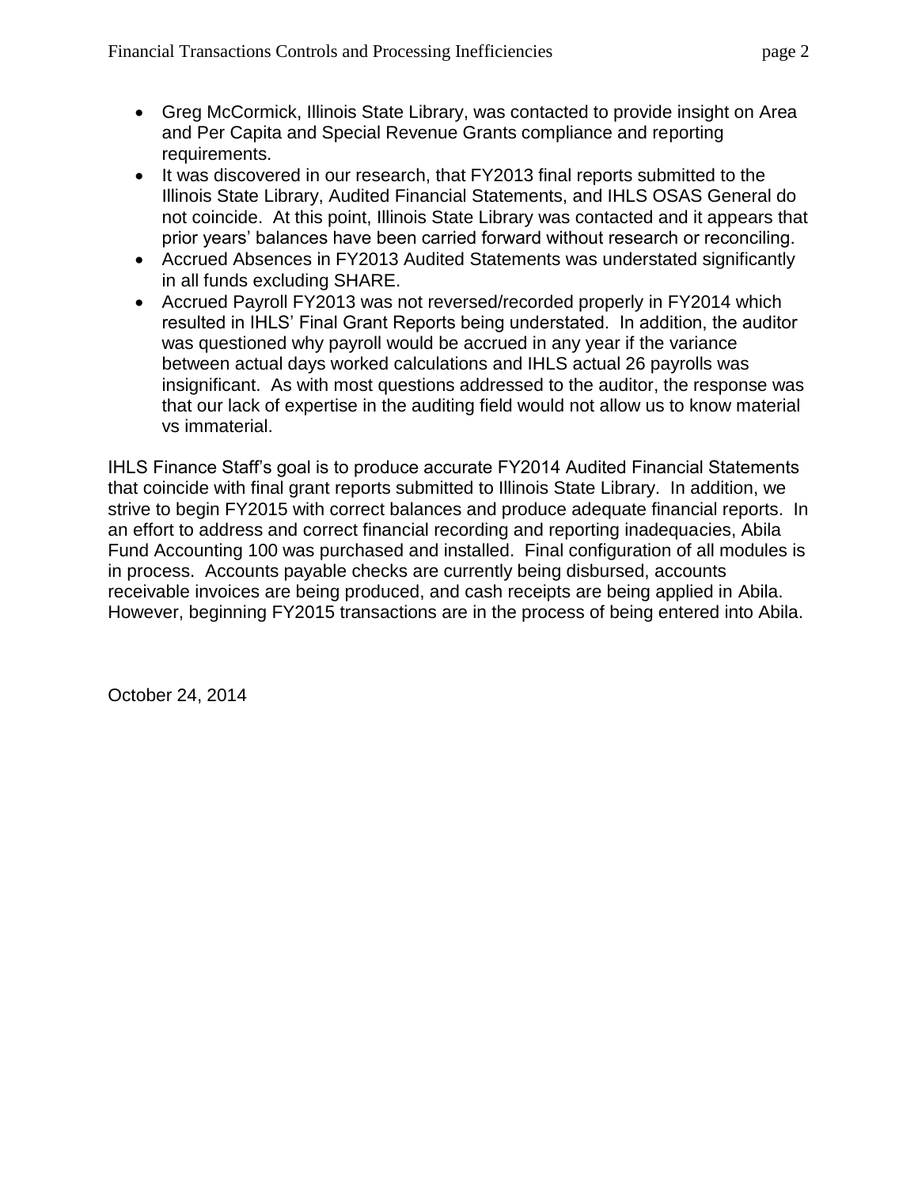- Greg McCormick, Illinois State Library, was contacted to provide insight on Area and Per Capita and Special Revenue Grants compliance and reporting requirements.
- It was discovered in our research, that FY2013 final reports submitted to the Illinois State Library, Audited Financial Statements, and IHLS OSAS General do not coincide. At this point, Illinois State Library was contacted and it appears that prior years' balances have been carried forward without research or reconciling.
- Accrued Absences in FY2013 Audited Statements was understated significantly in all funds excluding SHARE.
- Accrued Payroll FY2013 was not reversed/recorded properly in FY2014 which resulted in IHLS' Final Grant Reports being understated. In addition, the auditor was questioned why payroll would be accrued in any year if the variance between actual days worked calculations and IHLS actual 26 payrolls was insignificant. As with most questions addressed to the auditor, the response was that our lack of expertise in the auditing field would not allow us to know material vs immaterial.

IHLS Finance Staff's goal is to produce accurate FY2014 Audited Financial Statements that coincide with final grant reports submitted to Illinois State Library. In addition, we strive to begin FY2015 with correct balances and produce adequate financial reports. In an effort to address and correct financial recording and reporting inadequacies, Abila Fund Accounting 100 was purchased and installed. Final configuration of all modules is in process. Accounts payable checks are currently being disbursed, accounts receivable invoices are being produced, and cash receipts are being applied in Abila. However, beginning FY2015 transactions are in the process of being entered into Abila.

October 24, 2014